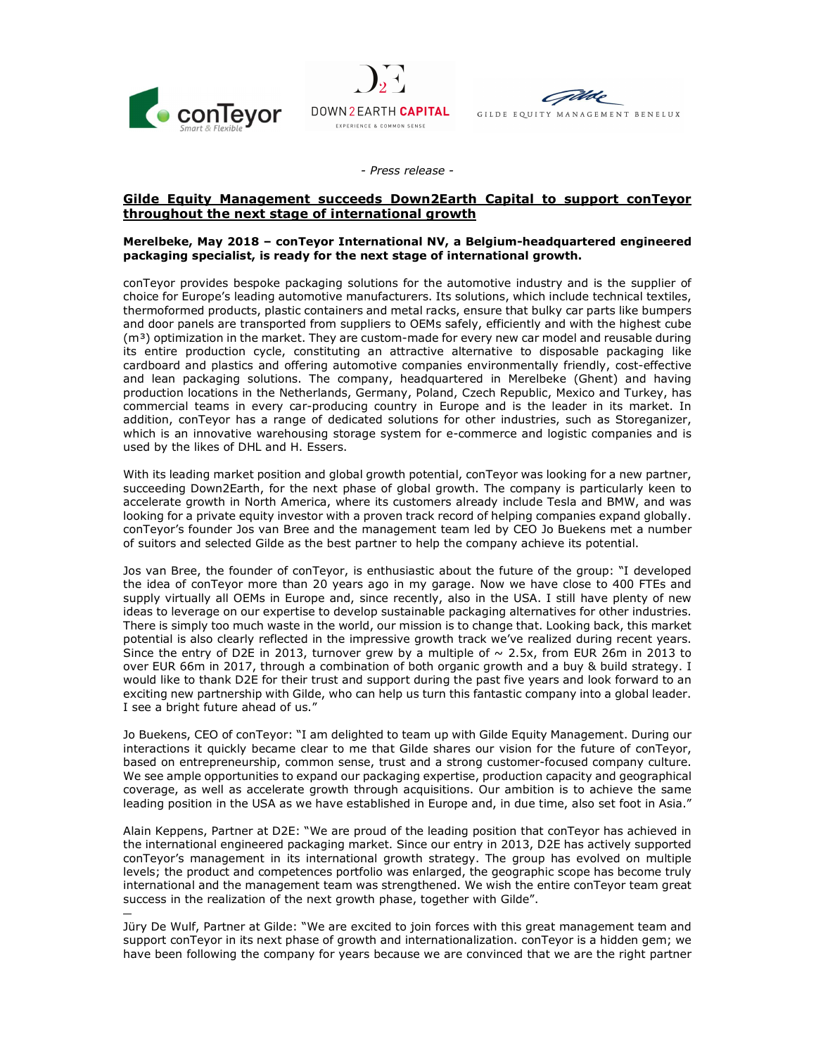*- Press release -*

## Gilde Equity Management succeeds Down2Earth Capital to support conTeyor throughout the next stage of international growth

**Merelbeke, May 2018 – conTeyor International NV, a Belgium-headquartered engineered packaging specialist, is ready for the next stage of international growth.**

conTeyor provides bespoke packaging solutions for the automotive industry and is the supplier of choice for Europe's leading automotive manufacturers. Its solutions, which include technical textiles, thermoformed products, plastic containers and metal racks, ensure that bulky car parts like bumpers and door panels are transported from suppliers to OEMs safely, efficiently and with the highest cube ($m^3$) optimization in the market. They are custom-made for every new car model and reusable during its entire production cycle, constituting an attractive alternative to disposable packaging like cardboard and plastics and offering automotive companies environmentally friendly, cost-effective and lean packaging solutions. The company, headquartered in Merelbeke (Ghent) and having production locations in the Netherlands, Germany, Poland, Czech Republic, Mexico and Turkey, has commercial teams in every car-producing country in Europe and is the leader in its market. In addition, conTeyor has a range of dedicated solutions for other industries, such as Storeganizer, which is an innovative warehousing storage system for e-commerce and logistic companies and is used by the likes of DHL and H. Essers.

With its leading market position and global growth potential, conTeyor was looking for a new partner, succeeding Down2Earth, for the next phase of global growth. The company is particularly keen to accelerate growth in North America, where its customers already include Tesla and BMW, and was looking for a private equity investor with a proven track record of helping companies expand globally. conTeyor's founder Jos van Bree and the management team led by CEO Jo Buekens met a number of suitors and selected Gilde as the best partner to help the company achieve its potential.

Jos van Bree, the founder of conTeyor, is enthusiastic about the future of the group: "I developed the idea of conTeyor more than 20 years ago in my garage. Now we have close to 400 FTEs and supply virtually all OEMs in Europe and, since recently, also in the USA. I still have plenty of new ideas to leverage on our expertise to develop sustainable packaging alternatives for other industries. There is simply too much waste in the world, our mission is to change that. Looking back, this market potential is also clearly reflected in the impressive growth track we've realized during recent years. Since the entry of D2E in 2013, turnover grew by a multiple of ~ 2.5x, from EUR 26m in 2013 to over EUR 66m in 2017, through a combination of both organic growth and a buy & build strategy. I would like to thank D2E for their trust and support during the past five years and look forward to an exciting new partnership with Gilde, who can help us turn this fantastic company into a global leader. I see a bright future ahead of us."

Jo Buekens, CEO of conTeyor: "I am delighted to team up with Gilde Equity Management. During our interactions it quickly became clear to me that Gilde shares our vision for the future of conTeyor, based on entrepreneurship, common sense, trust and a strong customer-focused company culture. We see ample opportunities to expand our packaging expertise, production capacity and geographical coverage, as well as accelerate growth through acquisitions. Our ambition is to achieve the same leading position in the USA as we have established in Europe and, in due time, also set foot in Asia."

Alain Keppens, Partner at D2E: "We are proud of the leading position that conTeyor has achieved in the international engineered packaging market. Since our entry in 2013, D2E has actively supported conTeyor's management in its international growth strategy. The group has evolved on multiple levels; the product and competences portfolio was enlarged, the geographic scope has become truly international and the management team was strengthened. We wish the entire conTeyor team great success in the realization of the next growth phase, together with Gilde".

Jüry De Wulf, Partner at Gilde: "We are excited to join forces with this great management team and support conTeyor in its next phase of growth and internationalization. conTeyor is a hidden gem; we have been following the company for years because we are convinced that we are the right partner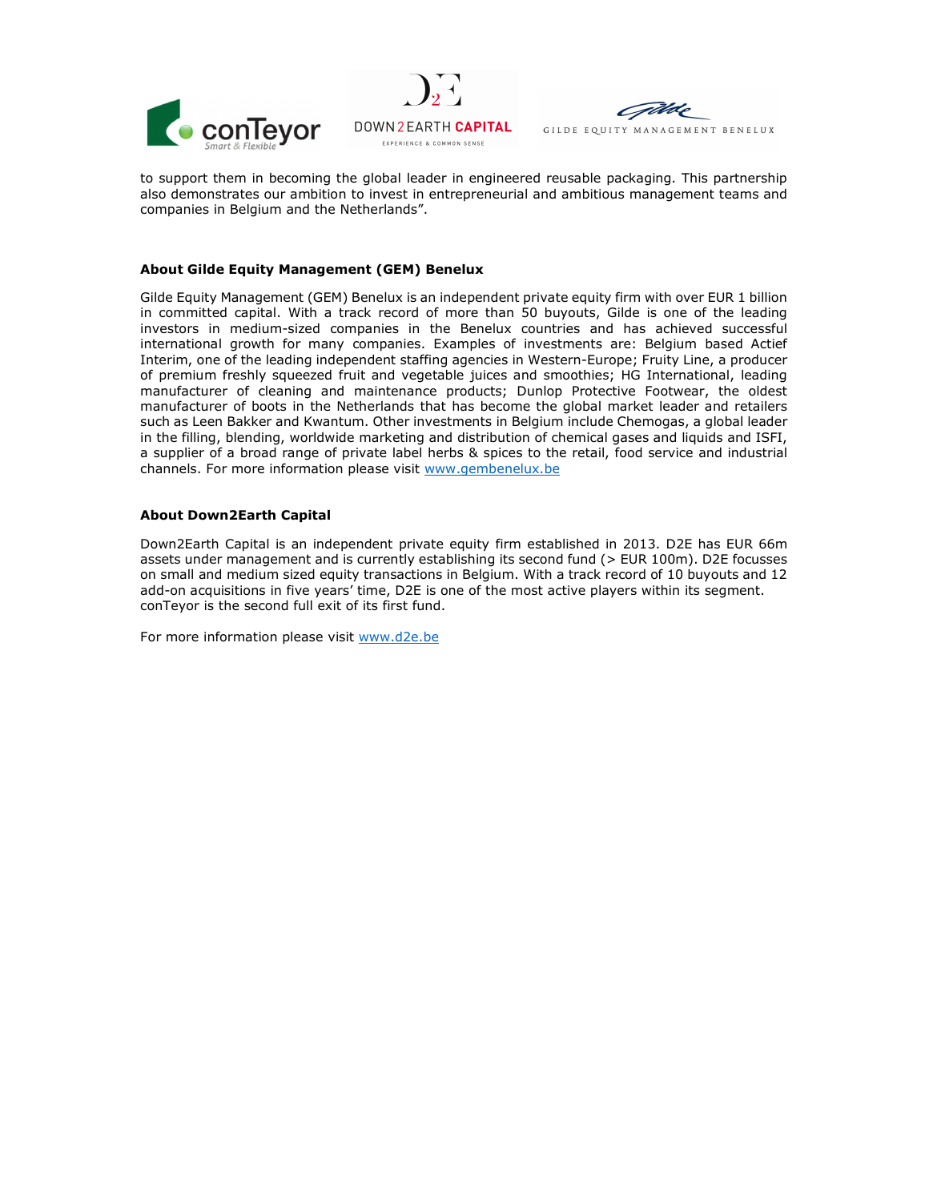to support them in becoming the global leader in engineered reusable packaging. This partnership also demonstrates our ambition to invest in entrepreneurial and ambitious management teams and companies in Belgium and the Netherlands".

**About Gilde Equity Management (GEM) Benelux**

Gilde Equity Management (GEM) Benelux is an independent private equity firm with over EUR 1 billion in committed capital. With a track record of more than 50 buyouts, Gilde is one of the leading investors in medium-sized companies in the Benelux countries and has achieved successful international growth for many companies. Examples of investments are: Belgium based Actief Interim, one of the leading independent staffing agencies in Western-Europe; Fruity Line, a producer of premium freshly squeezed fruit and vegetable juices and smoothies; HG International, leading manufacturer of cleaning and maintenance products; Dunlop Protective Footwear, the oldest manufacturer of boots in the Netherlands that has become the global market leader and retailers such as Leen Bakker and Kwantum. Other investments in Belgium include Chemogas, a global leader in the filling, blending, worldwide marketing and distribution of chemical gases and liquids and ISFI, a supplier of a broad range of private label herbs & spices to the retail, food service and industrial channels. For more information please visit www.gembenelux.be

**About Down2Earth Capital**

Down2Earth Capital is an independent private equity firm established in 2013. D2E has EUR 66m assets under management and is currently establishing its second fund (> EUR 100m). D2E focusses on small and medium sized equity transactions in Belgium. With a track record of 10 buyouts and 12 add-on acquisitions in five years' time, D2E is one of the most active players within its segment. conTeyor is the second full exit of its first fund.

For more information please visit www.d2e.be